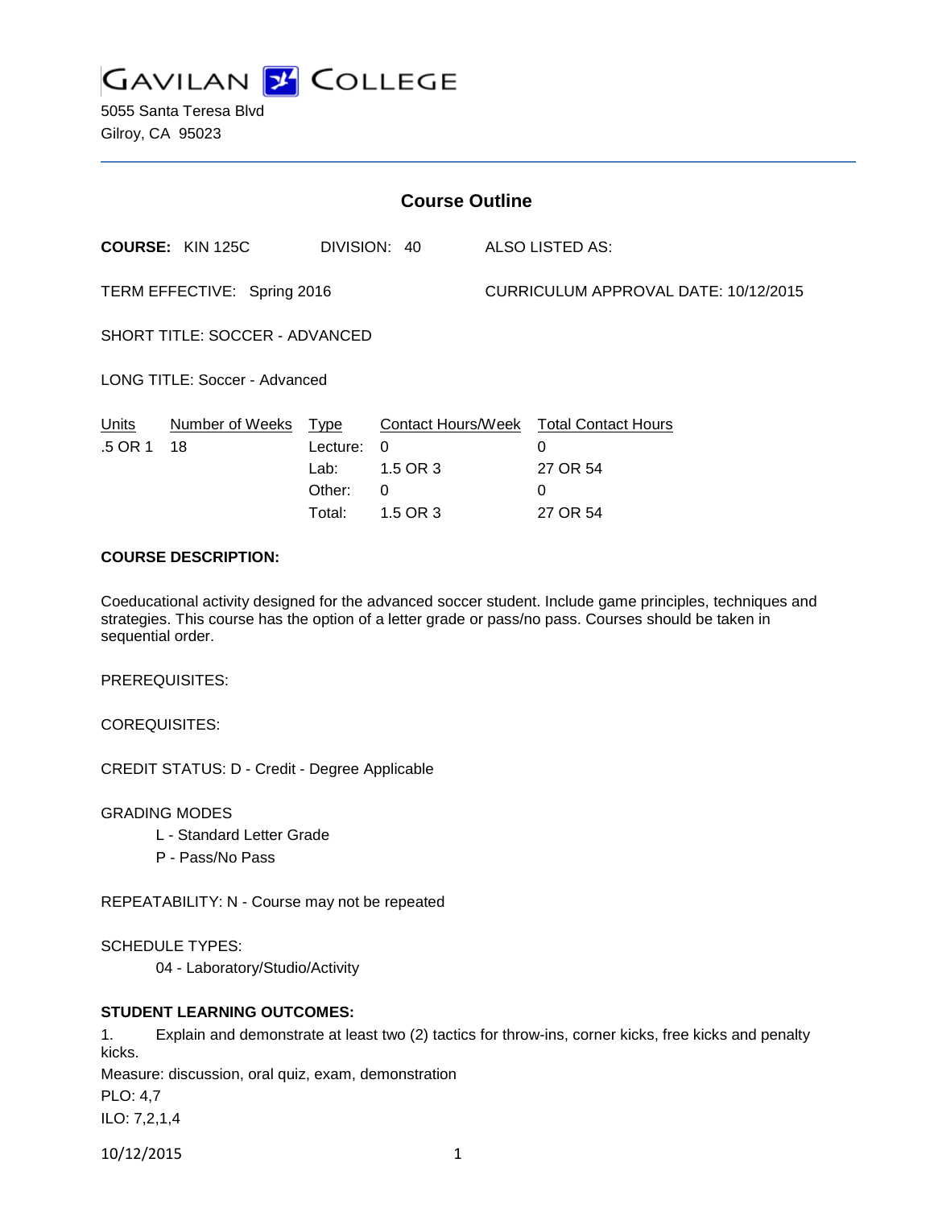# GAVILAN COLLEGE

5055 Santa Teresa Blvd
Gilroy, CA 95023

## Course Outline

**COURSE:** KIN 125C DIVISION: 40 ALSO LISTED AS:

TERM EFFECTIVE: Spring 2016 CURRICULUM APPROVAL DATE: 10/12/2015

SHORT TITLE: SOCCER - ADVANCED

LONG TITLE: Soccer - Advanced

| Units | Number of Weeks | Type | Contact Hours/Week | Total Contact Hours |
|---|---|---|---|---|
| .5 OR 1 | 18 | Lecture: | 0 | 0 |
| | | Lab: | 1.5 OR 3 | 27 OR 54 |
| | | Other: | 0 | 0 |
| | | Total: | 1.5 OR 3 | 27 OR 54 |

**COURSE DESCRIPTION:**

Coeducational activity designed for the advanced soccer student. Include game principles, techniques and strategies. This course has the option of a letter grade or pass/no pass. Courses should be taken in sequential order.

PREREQUISITES:

COREQUISITES:

CREDIT STATUS: D - Credit - Degree Applicable

GRADING MODES

- L - Standard Letter Grade
- P - Pass/No Pass

REPEATABILITY: N - Course may not be repeated

SCHEDULE TYPES:

- 04 - Laboratory/Studio/Activity

**STUDENT LEARNING OUTCOMES:**

1. Explain and demonstrate at least two (2) tactics for throw-ins, corner kicks, free kicks and penalty kicks.

Measure: discussion, oral quiz, exam, demonstration

PLO: 4,7

ILO: 7,2,1,4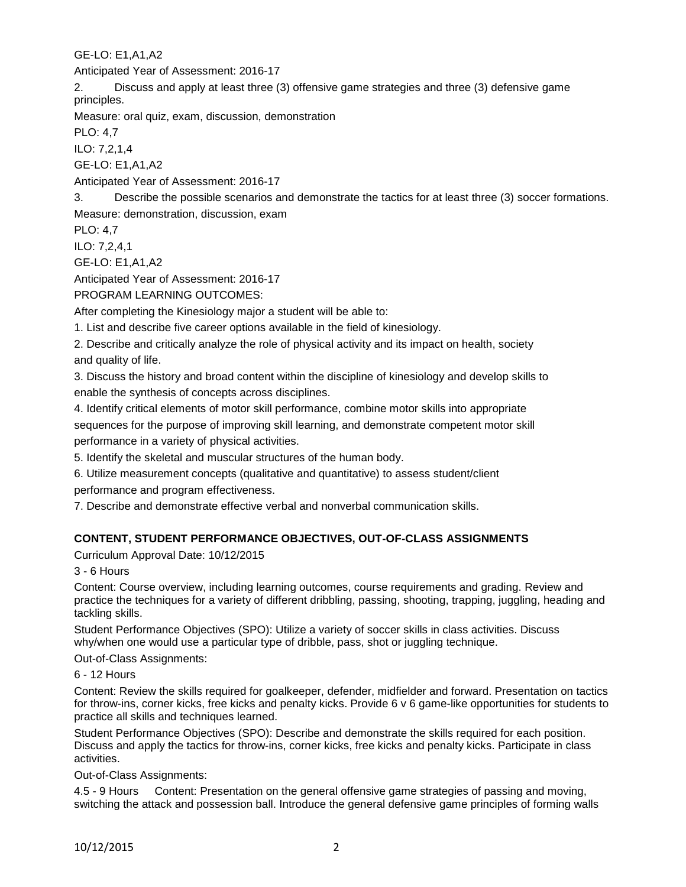GE-LO: E1,A1,A2

Anticipated Year of Assessment: 2016-17

2. Discuss and apply at least three (3) offensive game strategies and three (3) defensive game principles.

Measure: oral quiz, exam, discussion, demonstration

PLO: 4,7

ILO: 7,2,1,4

GE-LO: E1,A1,A2

Anticipated Year of Assessment: 2016-17

3. Describe the possible scenarios and demonstrate the tactics for at least three (3) soccer formations.

Measure: demonstration, discussion, exam

PLO: 4,7

ILO: 7,2,4,1

GE-LO: E1,A1,A2

Anticipated Year of Assessment: 2016-17

PROGRAM LEARNING OUTCOMES:

After completing the Kinesiology major a student will be able to:

1. List and describe five career options available in the field of kinesiology.
2. Describe and critically analyze the role of physical activity and its impact on health, society and quality of life.
3. Discuss the history and broad content within the discipline of kinesiology and develop skills to enable the synthesis of concepts across disciplines.
4. Identify critical elements of motor skill performance, combine motor skills into appropriate sequences for the purpose of improving skill learning, and demonstrate competent motor skill performance in a variety of physical activities.
5. Identify the skeletal and muscular structures of the human body.
6. Utilize measurement concepts (qualitative and quantitative) to assess student/client performance and program effectiveness.
7. Describe and demonstrate effective verbal and nonverbal communication skills.

## CONTENT, STUDENT PERFORMANCE OBJECTIVES, OUT-OF-CLASS ASSIGNMENTS

Curriculum Approval Date: 10/12/2015

3 - 6 Hours

Content: Course overview, including learning outcomes, course requirements and grading. Review and practice the techniques for a variety of different dribbling, passing, shooting, trapping, juggling, heading and tackling skills.

Student Performance Objectives (SPO): Utilize a variety of soccer skills in class activities. Discuss why/when one would use a particular type of dribble, pass, shot or juggling technique.

Out-of-Class Assignments:

6 - 12 Hours

Content: Review the skills required for goalkeeper, defender, midfielder and forward. Presentation on tactics for throw-ins, corner kicks, free kicks and penalty kicks. Provide 6 v 6 game-like opportunities for students to practice all skills and techniques learned.

Student Performance Objectives (SPO): Describe and demonstrate the skills required for each position. Discuss and apply the tactics for throw-ins, corner kicks, free kicks and penalty kicks. Participate in class activities.

Out-of-Class Assignments:

4.5 - 9 Hours Content: Presentation on the general offensive game strategies of passing and moving, switching the attack and possession ball. Introduce the general defensive game principles of forming walls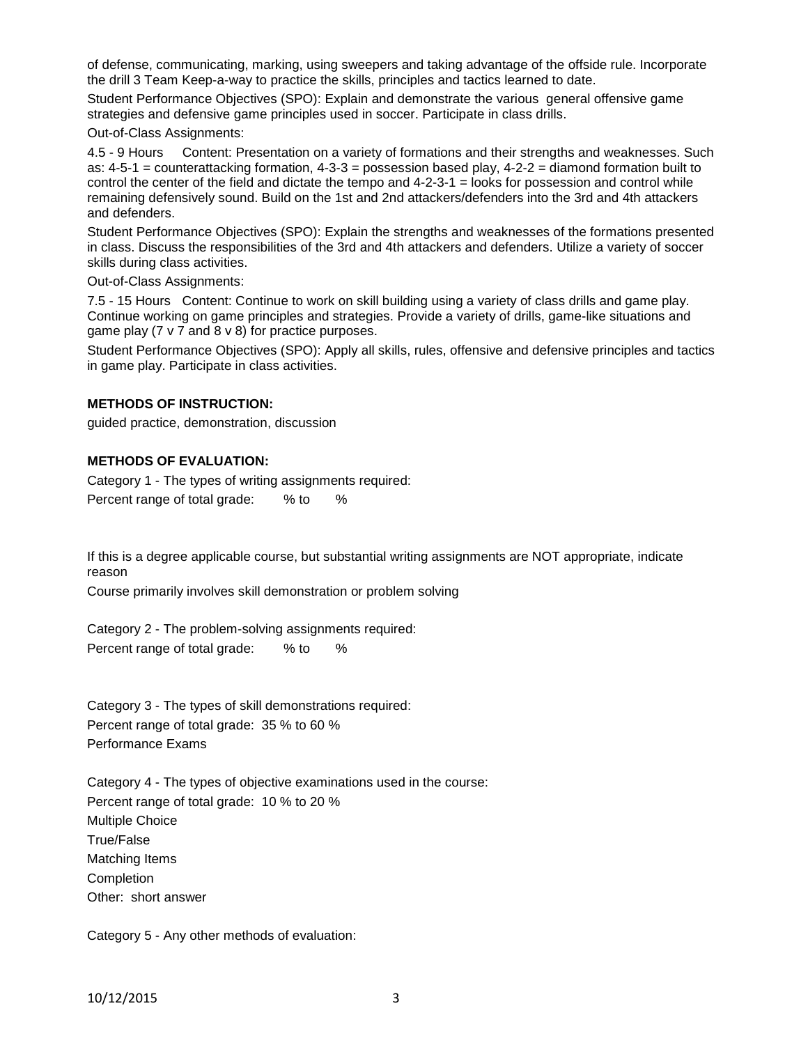of defense, communicating, marking, using sweepers and taking advantage of the offside rule. Incorporate the drill 3 Team Keep-a-way to practice the skills, principles and tactics learned to date.

Student Performance Objectives (SPO): Explain and demonstrate the various general offensive game strategies and defensive game principles used in soccer. Participate in class drills.

Out-of-Class Assignments:

4.5 - 9 Hours Content: Presentation on a variety of formations and their strengths and weaknesses. Such as: 4-5-1 = counterattacking formation, 4-3-3 = possession based play, 4-2-2 = diamond formation built to control the center of the field and dictate the tempo and 4-2-3-1 = looks for possession and control while remaining defensively sound. Build on the 1st and 2nd attackers/defenders into the 3rd and 4th attackers and defenders.

Student Performance Objectives (SPO): Explain the strengths and weaknesses of the formations presented in class. Discuss the responsibilities of the 3rd and 4th attackers and defenders. Utilize a variety of soccer skills during class activities.

Out-of-Class Assignments:

7.5 - 15 Hours Content: Continue to work on skill building using a variety of class drills and game play. Continue working on game principles and strategies. Provide a variety of drills, game-like situations and game play (7 v 7 and 8 v 8) for practice purposes.

Student Performance Objectives (SPO): Apply all skills, rules, offensive and defensive principles and tactics in game play. Participate in class activities.

**METHODS OF INSTRUCTION:**

guided practice, demonstration, discussion

**METHODS OF EVALUATION:**

Category 1 - The types of writing assignments required:
Percent range of total grade: % to %

If this is a degree applicable course, but substantial writing assignments are NOT appropriate, indicate reason

Course primarily involves skill demonstration or problem solving

Category 2 - The problem-solving assignments required:
Percent range of total grade: % to %

Category 3 - The types of skill demonstrations required:
Percent range of total grade: 35 % to 60 %
Performance Exams

Category 4 - The types of objective examinations used in the course:
Percent range of total grade: 10 % to 20 %
Multiple Choice
True/False
Matching Items
Completion
Other: short answer

Category 5 - Any other methods of evaluation: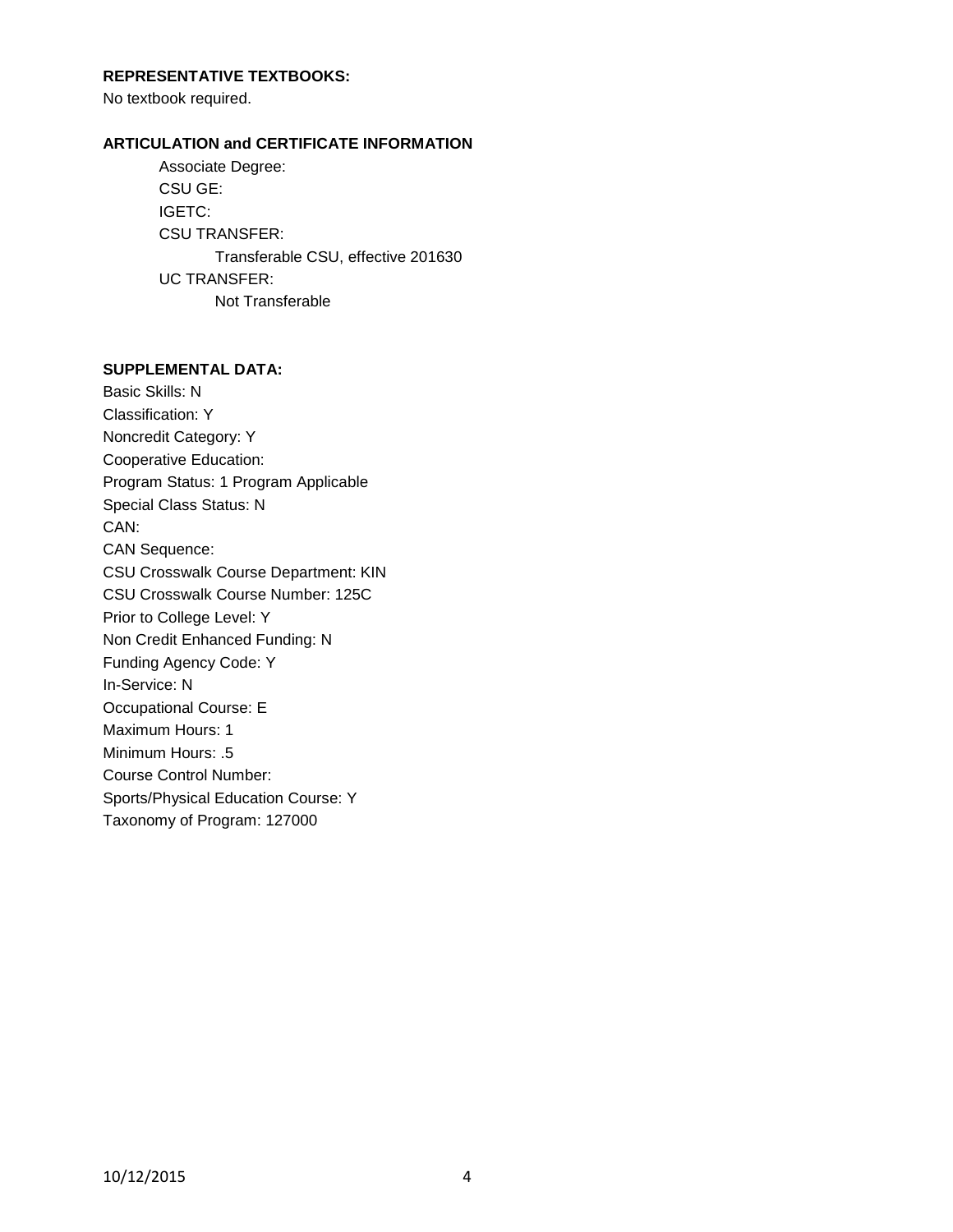**REPRESENTATIVE TEXTBOOKS:**

No textbook required.

**ARTICULATION and CERTIFICATE INFORMATION**

Associate Degree:

CSU GE:

IGETC:

CSU TRANSFER:

Transferable CSU, effective 201630

UC TRANSFER:

Not Transferable

**SUPPLEMENTAL DATA:**

Basic Skills: N

Classification: Y

Noncredit Category: Y

Cooperative Education:

Program Status: 1 Program Applicable

Special Class Status: N

CAN:

CAN Sequence:

CSU Crosswalk Course Department: KIN

CSU Crosswalk Course Number: 125C

Prior to College Level: Y

Non Credit Enhanced Funding: N

Funding Agency Code: Y

In-Service: N

Occupational Course: E

Maximum Hours: 1

Minimum Hours: .5

Course Control Number:

Sports/Physical Education Course: Y

Taxonomy of Program: 127000